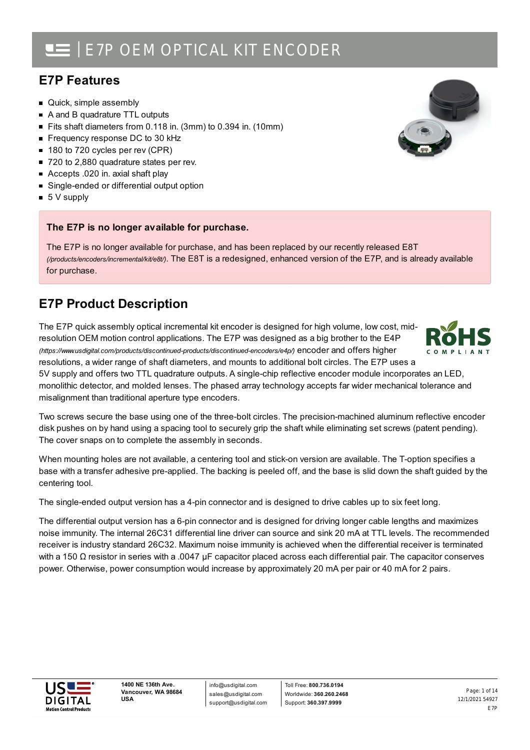# E7P OEM OPTICAL KIT ENCODER

## E7P Features

- Quick, simple assembly
- A and B quadrature TTL outputs
- Fits shaft diameters from 0.118 in. (3mm) to 0.394 in. (10mm)
- Frequency response DC to 30 kHz
- 180 to 720 cycles per rev (CPR)
- 720 to 2,880 quadrature states per rev.
- Accepts .020 in. axial shaft play
- Single-ended or differential output option
- 5 V supply

**The E7P is no longer available for purchase.**

The E7P is no longer available for purchase, and has been replaced by our recently released E8T *(/products/encoders/incremental/kit/e8t/)*. The E8T is a redesigned, enhanced version of the E7P, and is already available for purchase.

## E7P Product Description

The E7P quick assembly optical incremental kit encoder is designed for high volume, low cost, mid-resolution OEM motion control applications. The E7P was designed as a big brother to the E4P *(https://www.usdigital.com/products/discontinued-products/discontinued-encoders/e4p/)* encoder and offers higher resolutions, a wider range of shaft diameters, and mounts to additional bolt circles. The E7P uses a 5V supply and offers two TTL quadrature outputs. A single-chip reflective encoder module incorporates an LED, monolithic detector, and molded lenses. The phased array technology accepts far wider mechanical tolerance and misalignment than traditional aperture type encoders.

Two screws secure the base using one of the three-bolt circles. The precision-machined aluminum reflective encoder disk pushes on by hand using a spacing tool to securely grip the shaft while eliminating set screws (patent pending). The cover snaps on to complete the assembly in seconds.

When mounting holes are not available, a centering tool and stick-on version are available. The T-option specifies a base with a transfer adhesive pre-applied. The backing is peeled off, and the base is slid down the shaft guided by the centering tool.

The single-ended output version has a 4-pin connector and is designed to drive cables up to six feet long.

The differential output version has a 6-pin connector and is designed for driving longer cable lengths and maximizes noise immunity. The internal 26C31 differential line driver can source and sink 20 mA at TTL levels. The recommended receiver is industry standard 26C32. Maximum noise immunity is achieved when the differential receiver is terminated with a 150 Ω resistor in series with a .0047 µF capacitor placed across each differential pair. The capacitor conserves power. Otherwise, power consumption would increase by approximately 20 mA per pair or 40 mA for 2 pairs.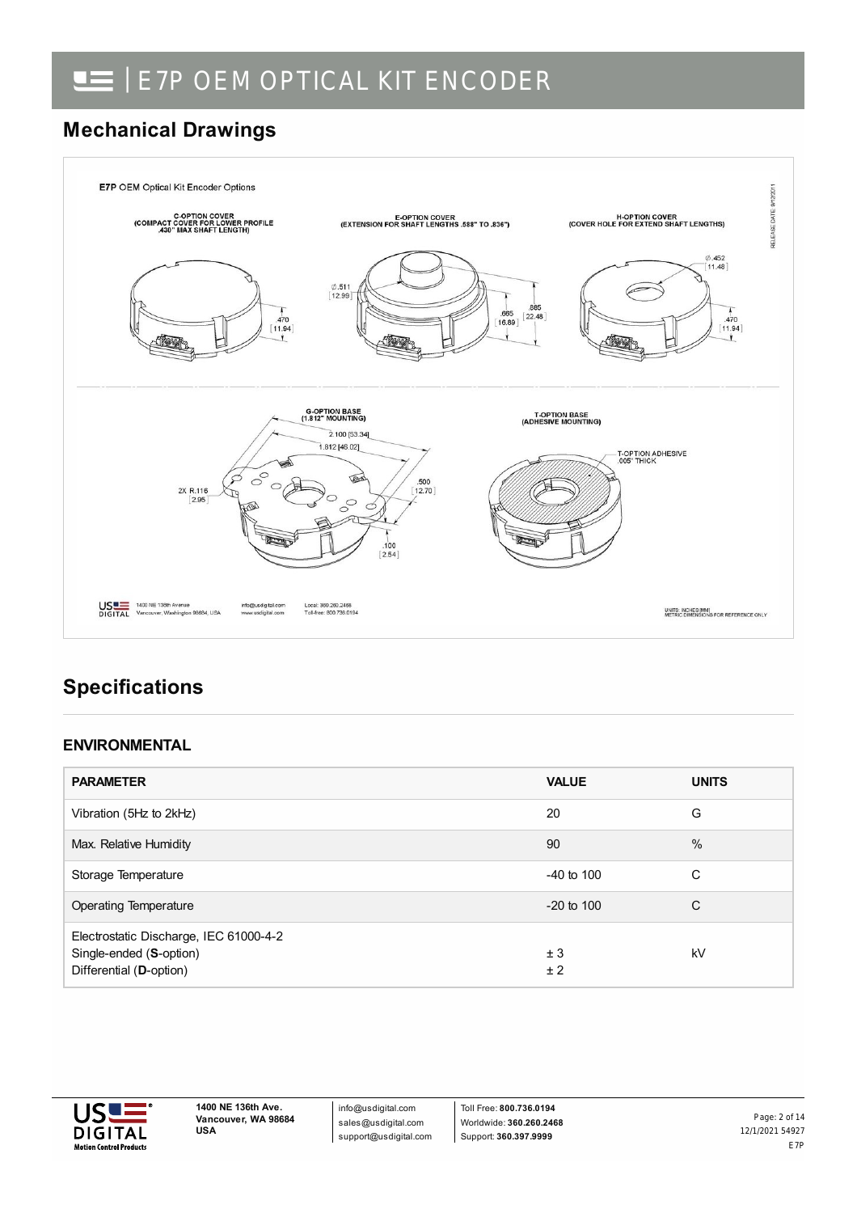## Mechanical Drawings

E7P OEM Optical Kit Encoder Options

C-OPTION COVER (COMPACT COVER FOR LOWER PROFILE .430" MAX SHAFT LENGTH)

E-OPTION COVER (EXTENSION FOR SHAFT LENGTHS .588" TO .836")

H-OPTION COVER (COVER HOLE FOR EXTEND SHAFT LENGTHS)

G-OPTION BASE (1.812" MOUNTING)

T-OPTION BASE (ADHESIVE MOUNTING)

T-OPTION ADHESIVE .005" THICK

UNITS: INCHES [MM] METRIC DIMENSIONS FOR REFERENCE ONLY

## Specifications

### ENVIRONMENTAL

| PARAMETER | VALUE | UNITS |
|---|---|---|
| Vibration (5Hz to 2kHz) | 20 | G |
| Max. Relative Humidity | 90 | % |
| Storage Temperature | -40 to 100 | C |
| Operating Temperature | -20 to 100 | C |
| Electrostatic Discharge, IEC 61000-4-2<br>Single-ended (**S**-option)<br>Differential (**D**-option) | <br>± 3<br>± 2 | kV |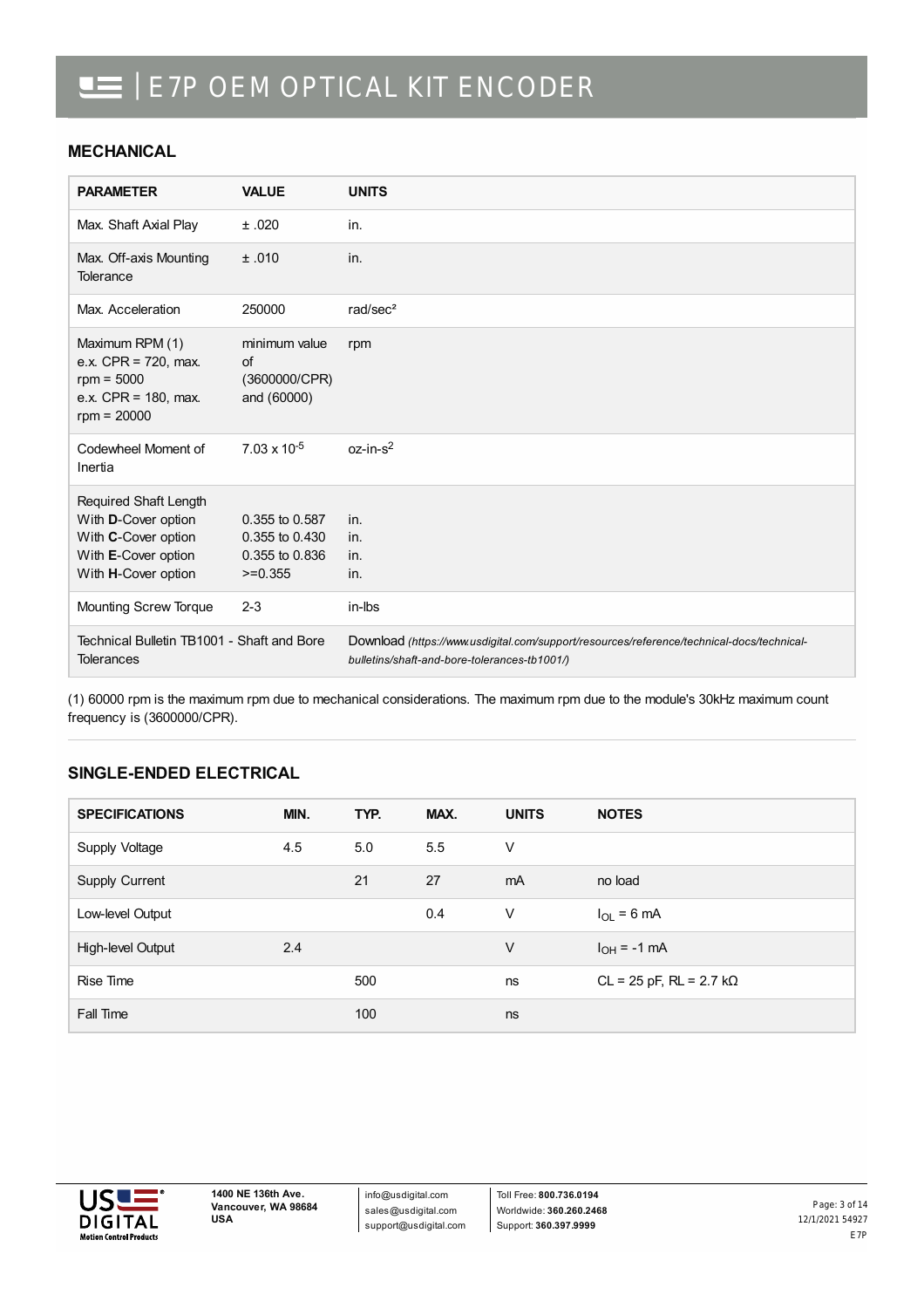## MECHANICAL

| PARAMETER | VALUE | UNITS |
|---|---|---|
| Max. Shaft Axial Play | ± .020 | in. |
| Max. Off-axis Mounting Tolerance | ± .010 | in. |
| Max. Acceleration | 250000 | rad/sec² |
| Maximum RPM (1)<br>e.x. CPR = 720, max. rpm = 5000<br>e.x. CPR = 180, max. rpm = 20000 | minimum value of (3600000/CPR) and (60000) | rpm |
| Codewheel Moment of Inertia | $7.03 \times 10^{-5}$ | oz-in-$s^2$ |
| Required Shaft Length<br>With **D**-Cover option<br>With **C**-Cover option<br>With **E**-Cover option<br>With **H**-Cover option | <br>0.355 to 0.587<br>0.355 to 0.430<br>0.355 to 0.836<br>>=0.355 | <br>in.<br>in.<br>in.<br>in. |
| Mounting Screw Torque | 2-3 | in-lbs |
| Technical Bulletin TB1001 - Shaft and Bore Tolerances | | Download *(https://www.usdigital.com/support/resources/reference/technical-docs/technical-bulletins/shaft-and-bore-tolerances-tb1001/)* |

(1) 60000 rpm is the maximum rpm due to mechanical considerations. The maximum rpm due to the module's 30kHz maximum count frequency is (3600000/CPR).

## SINGLE-ENDED ELECTRICAL

| SPECIFICATIONS | MIN. | TYP. | MAX. | UNITS | NOTES |
|---|---|---|---|---|---|
| Supply Voltage | 4.5 | 5.0 | 5.5 | V | |
| Supply Current | | 21 | 27 | mA | no load |
| Low-level Output | | | 0.4 | V | $I_{OL}$ = 6 mA |
| High-level Output | 2.4 | | | V | $I_{OH}$ = -1 mA |
| Rise Time | | 500 | | ns | CL = 25 pF, RL = 2.7 kΩ |
| Fall Time | | 100 | | ns | |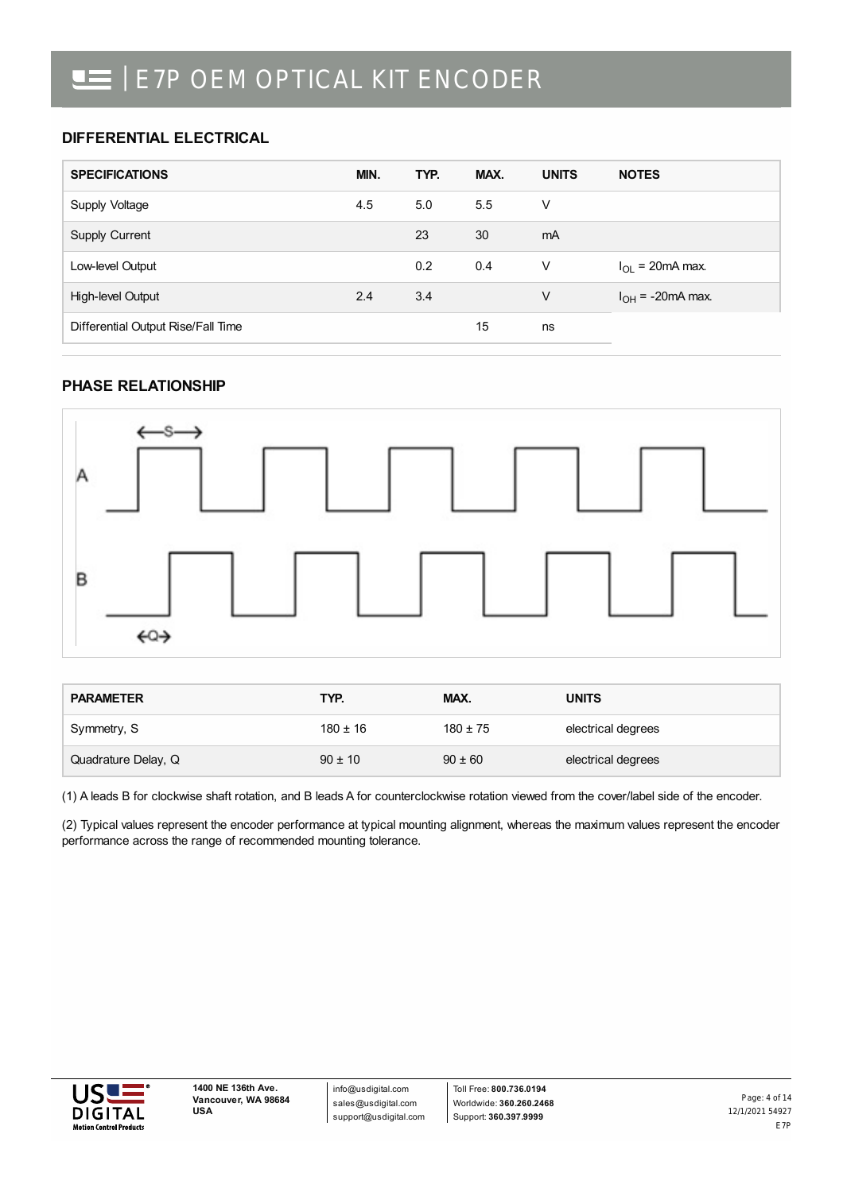## DIFFERENTIAL ELECTRICAL

| SPECIFICATIONS | MIN. | TYP. | MAX. | UNITS | NOTES |
|---|---|---|---|---|---|
| Supply Voltage | 4.5 | 5.0 | 5.5 | V | |
| Supply Current | | 23 | 30 | mA | |
| Low-level Output | | 0.2 | 0.4 | V | $I_{OL}$ = 20mA max. |
| High-level Output | 2.4 | 3.4 | | V | $I_{OH}$ = -20mA max. |
| Differential Output Rise/Fall Time | | | 15 | ns | |

## PHASE RELATIONSHIP

| PARAMETER | TYP. | MAX. | UNITS |
|---|---|---|---|
| Symmetry, S | 180 ± 16 | 180 ± 75 | electrical degrees |
| Quadrature Delay, Q | 90 ± 10 | 90 ± 60 | electrical degrees |

(1) A leads B for clockwise shaft rotation, and B leads A for counterclockwise rotation viewed from the cover/label side of the encoder.

(2) Typical values represent the encoder performance at typical mounting alignment, whereas the maximum values represent the encoder performance across the range of recommended mounting tolerance.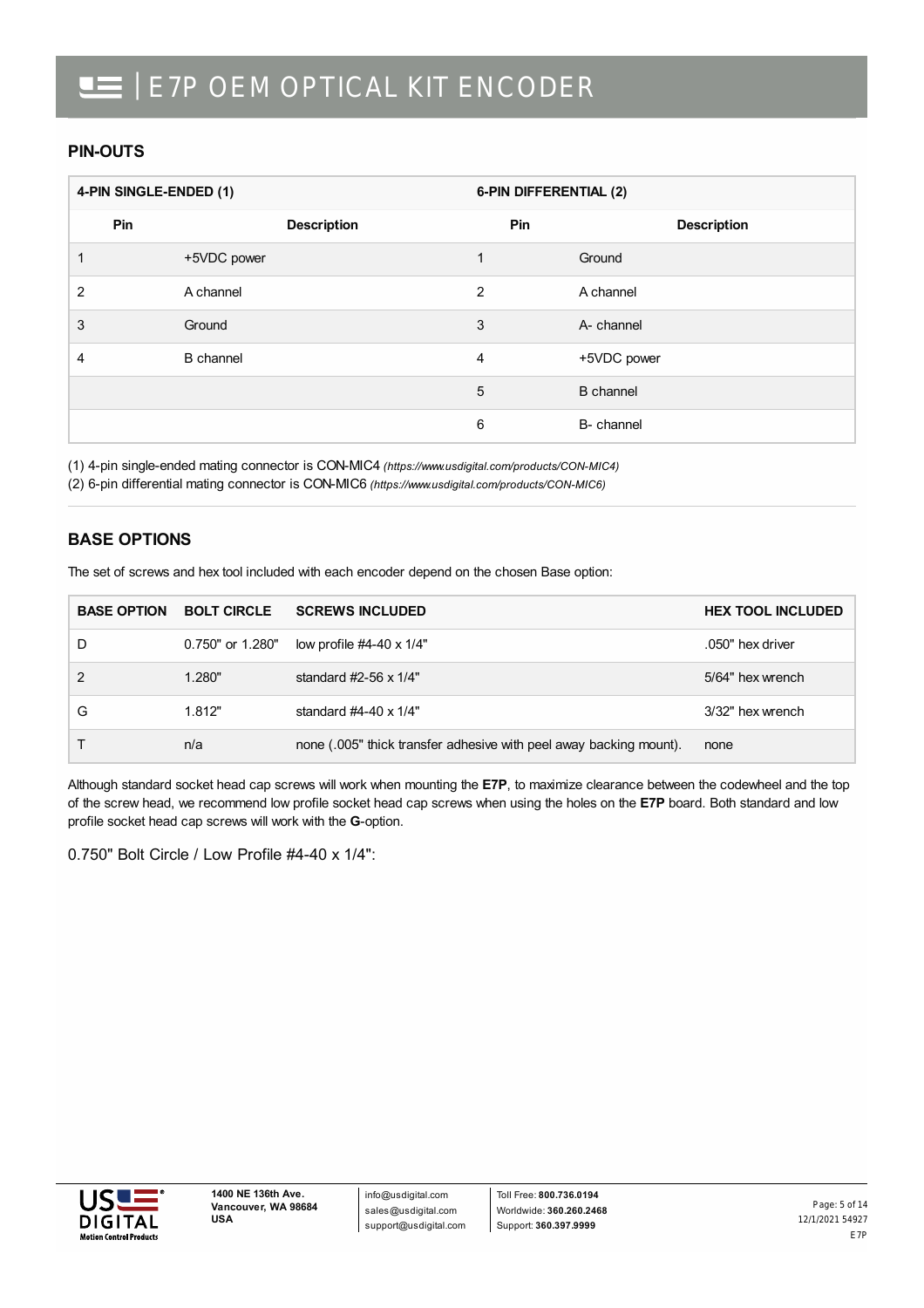## PIN-OUTS

| 4-PIN SINGLE-ENDED (1) | | 6-PIN DIFFERENTIAL (2) | |
|---|---|---|---|
| **Pin** | **Description** | **Pin** | **Description** |
| 1 | +5VDC power | 1 | Ground |
| 2 | A channel | 2 | A channel |
| 3 | Ground | 3 | A- channel |
| 4 | B channel | 4 | +5VDC power |
| | | 5 | B channel |
| | | 6 | B- channel |

(1) 4-pin single-ended mating connector is CON-MIC4 *(https://www.usdigital.com/products/CON-MIC4)*
(2) 6-pin differential mating connector is CON-MIC6 *(https://www.usdigital.com/products/CON-MIC6)*

## BASE OPTIONS

The set of screws and hex tool included with each encoder depend on the chosen Base option:

| BASE OPTION | BOLT CIRCLE | SCREWS INCLUDED | HEX TOOL INCLUDED |
|---|---|---|---|
| D | 0.750" or 1.280" | low profile #4-40 x 1/4" | .050" hex driver |
| 2 | 1.280" | standard #2-56 x 1/4" | 5/64" hex wrench |
| G | 1.812" | standard #4-40 x 1/4" | 3/32" hex wrench |
| T | n/a | none (.005" thick transfer adhesive with peel away backing mount). | none |

Although standard socket head cap screws will work when mounting the **E7P**, to maximize clearance between the codewheel and the top of the screw head, we recommend low profile socket head cap screws when using the holes on the **E7P** board. Both standard and low profile socket head cap screws will work with the **G**-option.

0.750" Bolt Circle / Low Profile #4-40 x 1/4":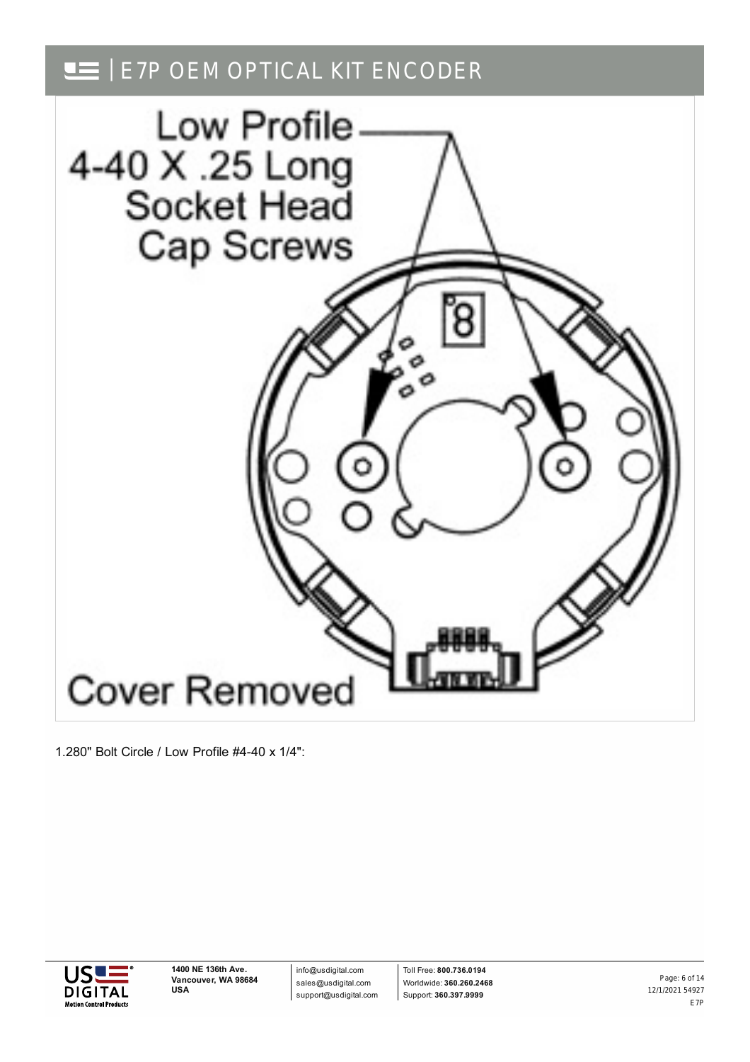Low Profile 4-40 X .25 Long Socket Head Cap Screws

Cover Removed

1.280" Bolt Circle / Low Profile #4-40 x 1/4":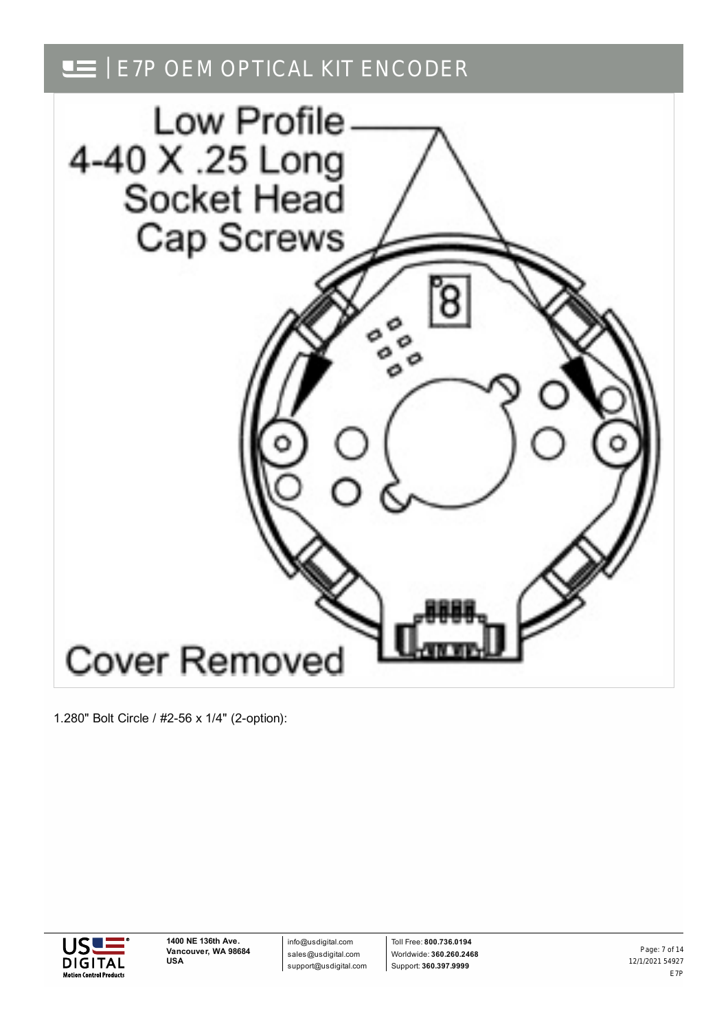Low Profile 4-40 X .25 Long Socket Head Cap Screws

Cover Removed

1.280" Bolt Circle / #2-56 x 1/4" (2-option):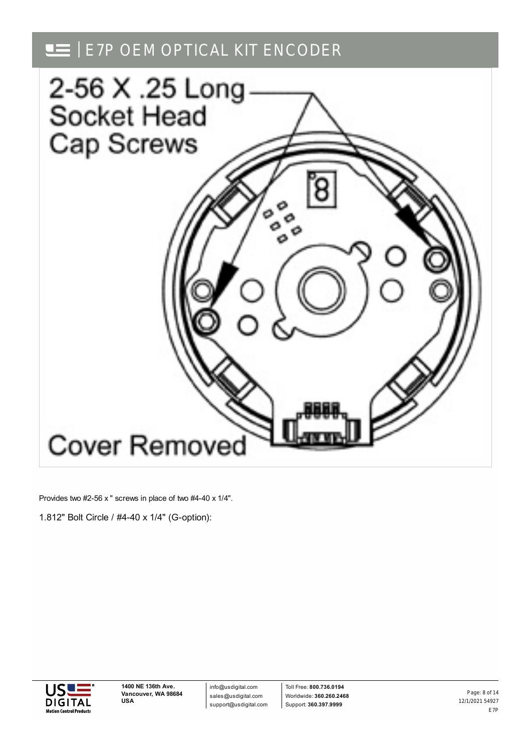2-56 X .25 Long Socket Head Cap Screws

Cover Removed

Provides two #2-56 x " screws in place of two #4-40 x 1/4".

1.812" Bolt Circle / #4-40 x 1/4" (G-option):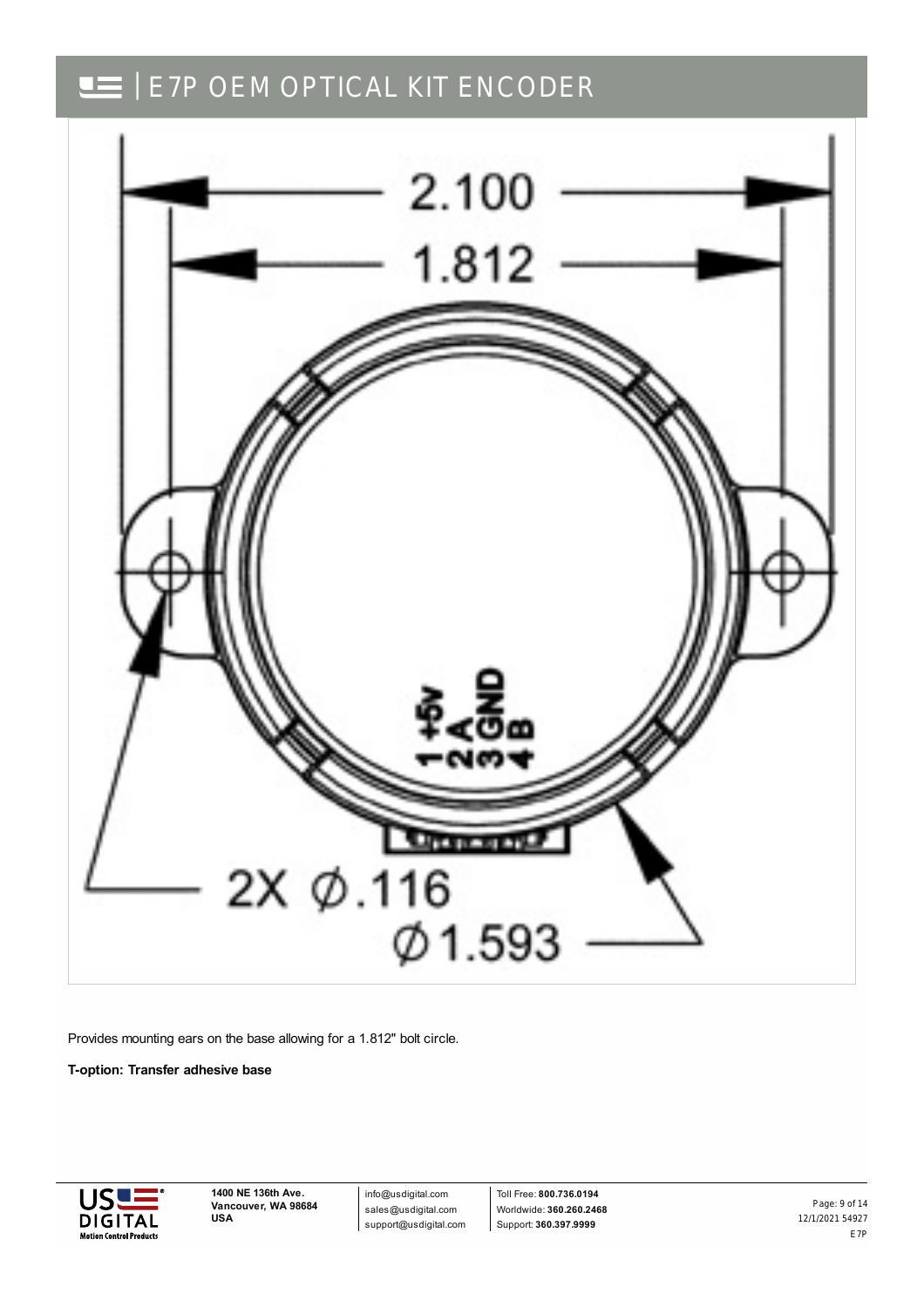2.100

1.812

1 +5v
2 A
3 GND
4 B

2X Ø.116

Ø1.593

Provides mounting ears on the base allowing for a 1.812" bolt circle.

**T-option: Transfer adhesive base**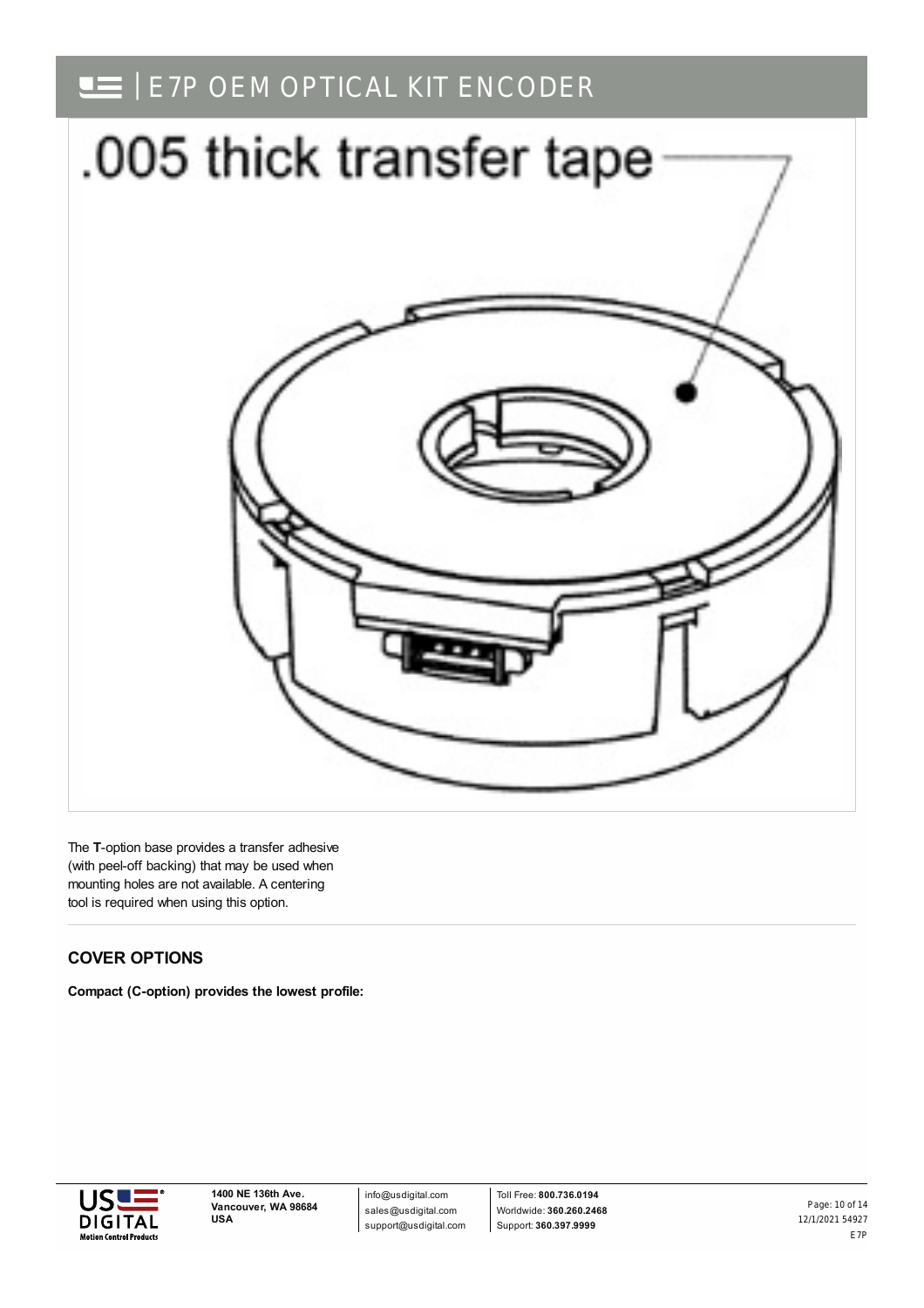.005 thick transfer tape

The **T**-option base provides a transfer adhesive (with peel-off backing) that may be used when mounting holes are not available. A centering tool is required when using this option.

## COVER OPTIONS

**Compact (C-option) provides the lowest profile:**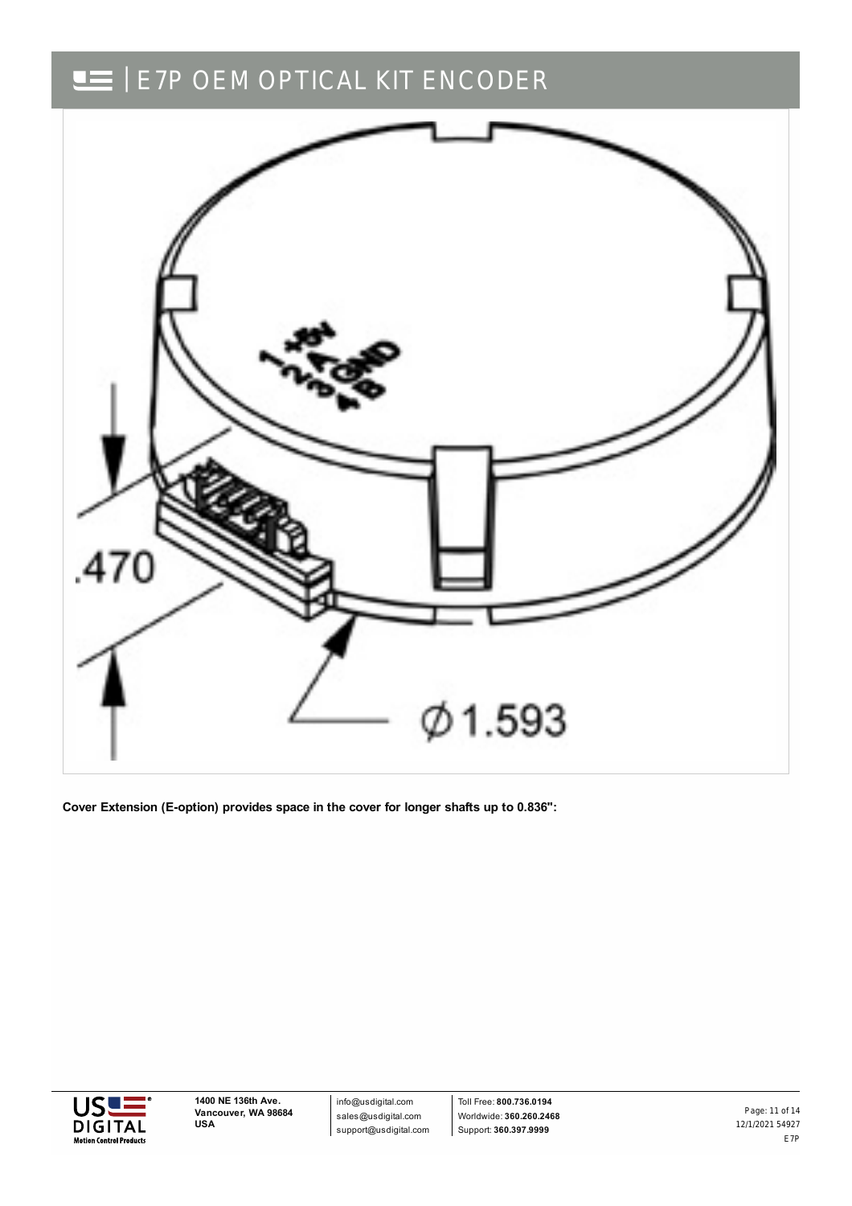**Cover Extension (E-option) provides space in the cover for longer shafts up to 0.836":**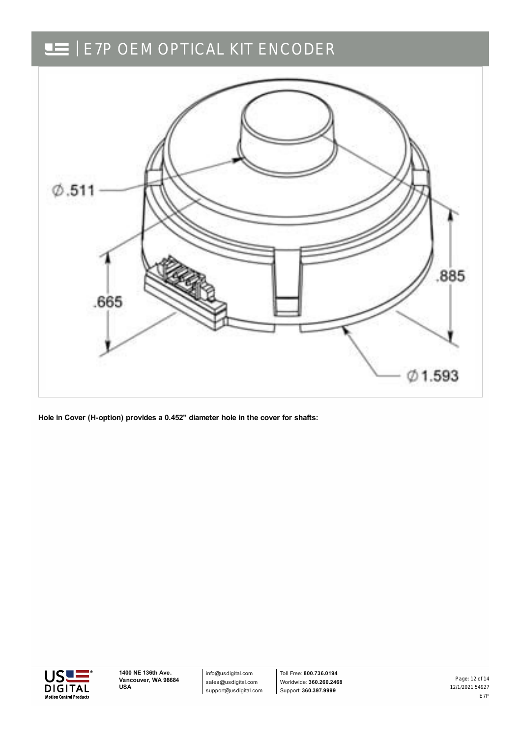Ø.511

.665

.885

Ø1.593

**Hole in Cover (H-option) provides a 0.452" diameter hole in the cover for shafts:**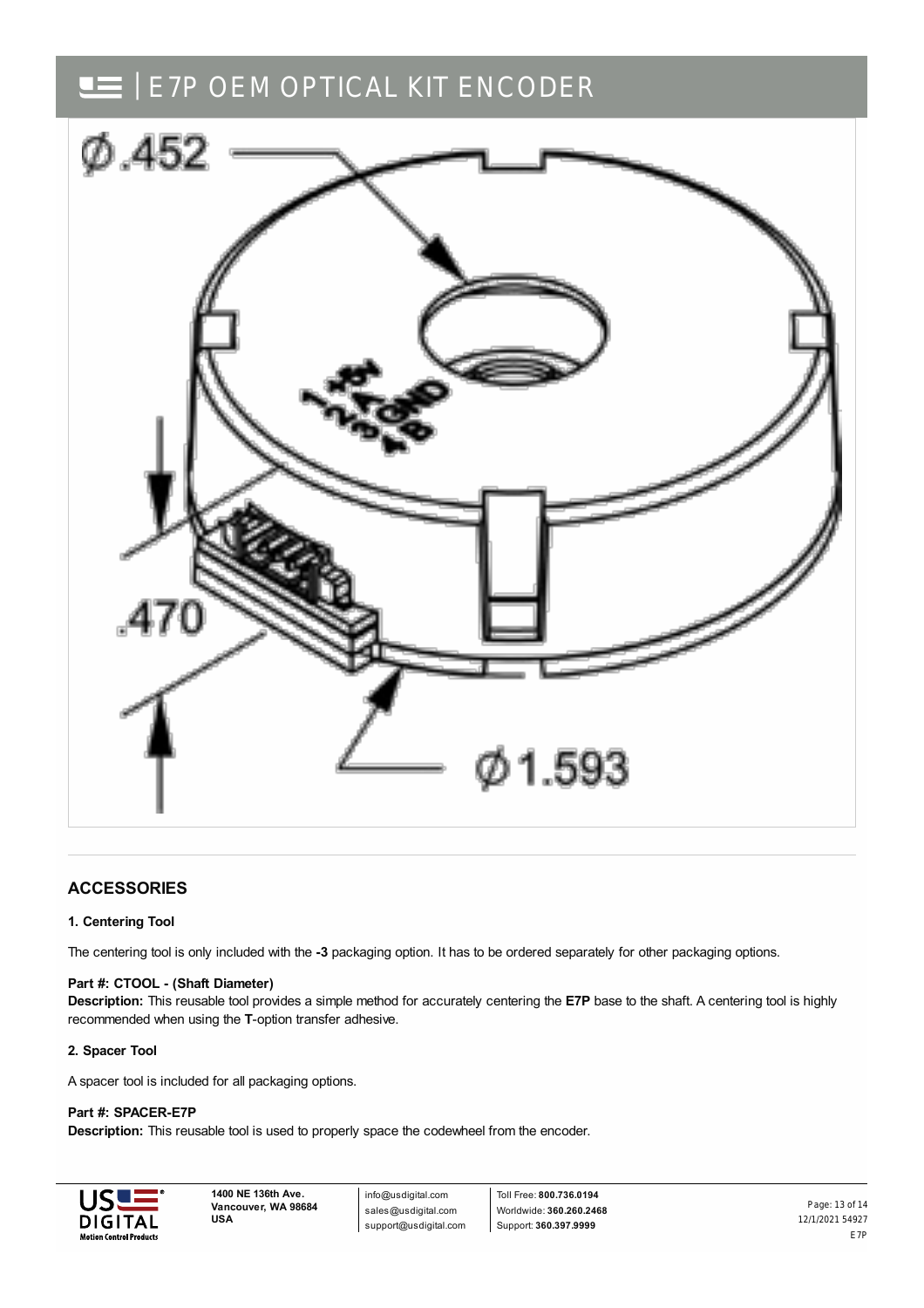## ACCESSORIES

**1. Centering Tool**

The centering tool is only included with the **-3** packaging option. It has to be ordered separately for other packaging options.

**Part #: CTOOL - (Shaft Diameter)**
**Description:** This reusable tool provides a simple method for accurately centering the **E7P** base to the shaft. A centering tool is highly recommended when using the **T**-option transfer adhesive.

**2. Spacer Tool**

A spacer tool is included for all packaging options.

**Part #: SPACER-E7P**
**Description:** This reusable tool is used to properly space the codewheel from the encoder.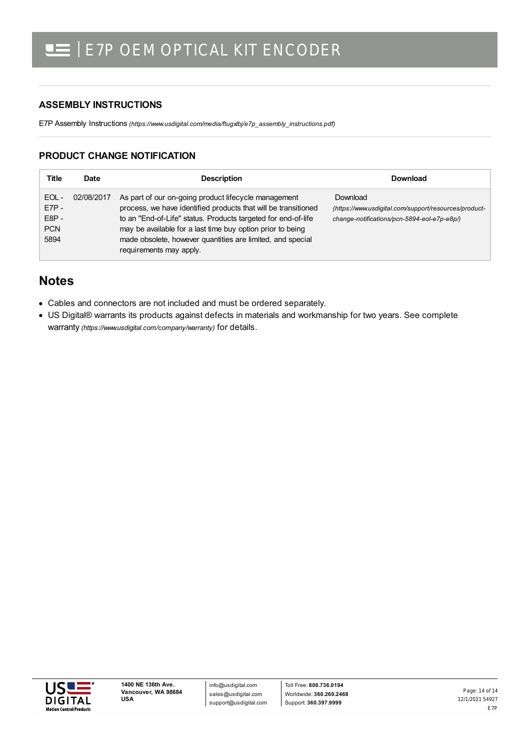## ASSEMBLY INSTRUCTIONS

E7P Assembly Instructions *(https://www.usdigital.com/media/ftugxlbj/e7p_assembly_instructions.pdf)*

## PRODUCT CHANGE NOTIFICATION

| Title | Date | Description | Download |
|---|---|---|---|
| EOL - E7P - E8P - PCN 5894 | 02/08/2017 | As part of our on-going product lifecycle management process, we have identified products that will be transitioned to an "End-of-Life" status. Products targeted for end-of-life may be available for a last time buy option prior to being made obsolete, however quantities are limited, and special requirements may apply. | Download *(https://www.usdigital.com/support/resources/product-change-notifications/pcn-5894-eol-e7p-e8p/)* |

# Notes

- Cables and connectors are not included and must be ordered separately.
- US Digital® warrants its products against defects in materials and workmanship for two years. See complete warranty *(https://www.usdigital.com/company/warranty)* for details.